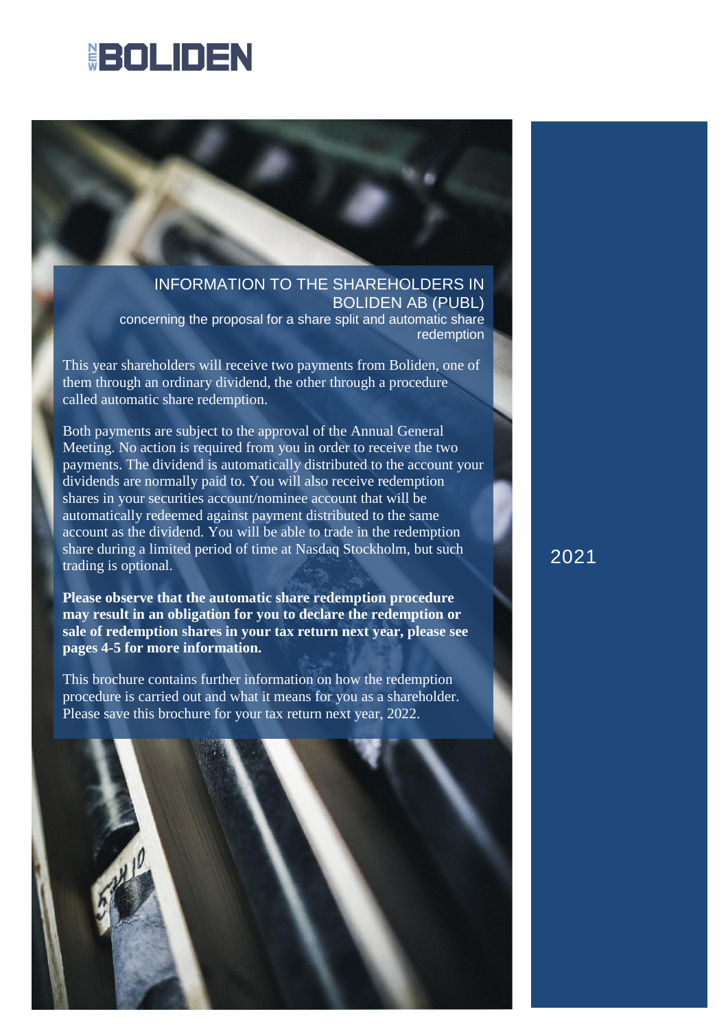# NEW BOLIDEN

## INFORMATION TO THE SHAREHOLDERS IN BOLIDEN AB (PUBL)

concerning the proposal for a share split and automatic share redemption

This year shareholders will receive two payments from Boliden, one of them through an ordinary dividend, the other through a procedure called automatic share redemption.

Both payments are subject to the approval of the Annual General Meeting. No action is required from you in order to receive the two payments. The dividend is automatically distributed to the account your dividends are normally paid to. You will also receive redemption shares in your securities account/nominee account that will be automatically redeemed against payment distributed to the same account as the dividend. You will be able to trade in the redemption share during a limited period of time at Nasdaq Stockholm, but such trading is optional.

**Please observe that the automatic share redemption procedure may result in an obligation for you to declare the redemption or sale of redemption shares in your tax return next year, please see pages 4-5 for more information.**

This brochure contains further information on how the redemption procedure is carried out and what it means for you as a shareholder. Please save this brochure for your tax return next year, 2022.

2021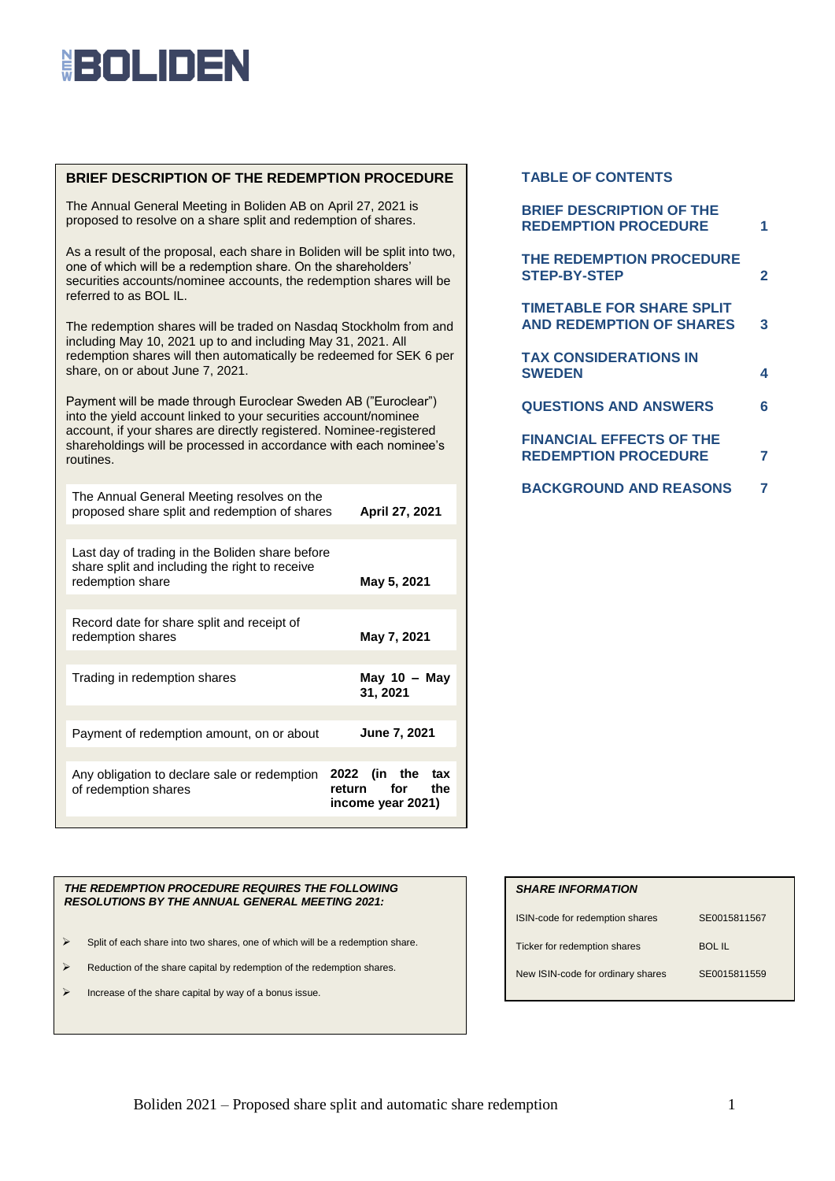# BOLIDEN

## BRIEF DESCRIPTION OF THE REDEMPTION PROCEDURE

The Annual General Meeting in Boliden AB on April 27, 2021 is proposed to resolve on a share split and redemption of shares.

As a result of the proposal, each share in Boliden will be split into two, one of which will be a redemption share. On the shareholders' securities accounts/nominee accounts, the redemption shares will be referred to as BOL IL.

The redemption shares will be traded on Nasdaq Stockholm from and including May 10, 2021 up to and including May 31, 2021. All redemption shares will then automatically be redeemed for SEK 6 per share, on or about June 7, 2021.

Payment will be made through Euroclear Sweden AB ("Euroclear") into the yield account linked to your securities account/nominee account, if your shares are directly registered. Nominee-registered shareholdings will be processed in accordance with each nominee's routines.

| | |
|---|---|
| The Annual General Meeting resolves on the proposed share split and redemption of shares | **April 27, 2021** |
| Last day of trading in the Boliden share before share split and including the right to receive redemption share | **May 5, 2021** |
| Record date for share split and receipt of redemption shares | **May 7, 2021** |
| Trading in redemption shares | **May 10 – May 31, 2021** |
| Payment of redemption amount, on or about | **June 7, 2021** |
| Any obligation to declare sale or redemption of redemption shares | **2022 (in the tax return for the income year 2021)** |

***THE REDEMPTION PROCEDURE REQUIRES THE FOLLOWING RESOLUTIONS BY THE ANNUAL GENERAL MEETING 2021:***

- Split of each share into two shares, one of which will be a redemption share.
- Reduction of the share capital by redemption of the redemption shares.
- Increase of the share capital by way of a bonus issue.

## TABLE OF CONTENTS

| | |
|---|---|
| BRIEF DESCRIPTION OF THE REDEMPTION PROCEDURE | 1 |
| THE REDEMPTION PROCEDURE STEP-BY-STEP | 2 |
| TIMETABLE FOR SHARE SPLIT AND REDEMPTION OF SHARES | 3 |
| TAX CONSIDERATIONS IN SWEDEN | 4 |
| QUESTIONS AND ANSWERS | 6 |
| FINANCIAL EFFECTS OF THE REDEMPTION PROCEDURE | 7 |
| BACKGROUND AND REASONS | 7 |

***SHARE INFORMATION***

| | |
|---|---|
| ISIN-code for redemption shares | SE0015811567 |
| Ticker for redemption shares | BOL IL |
| New ISIN-code for ordinary shares | SE0015811559 |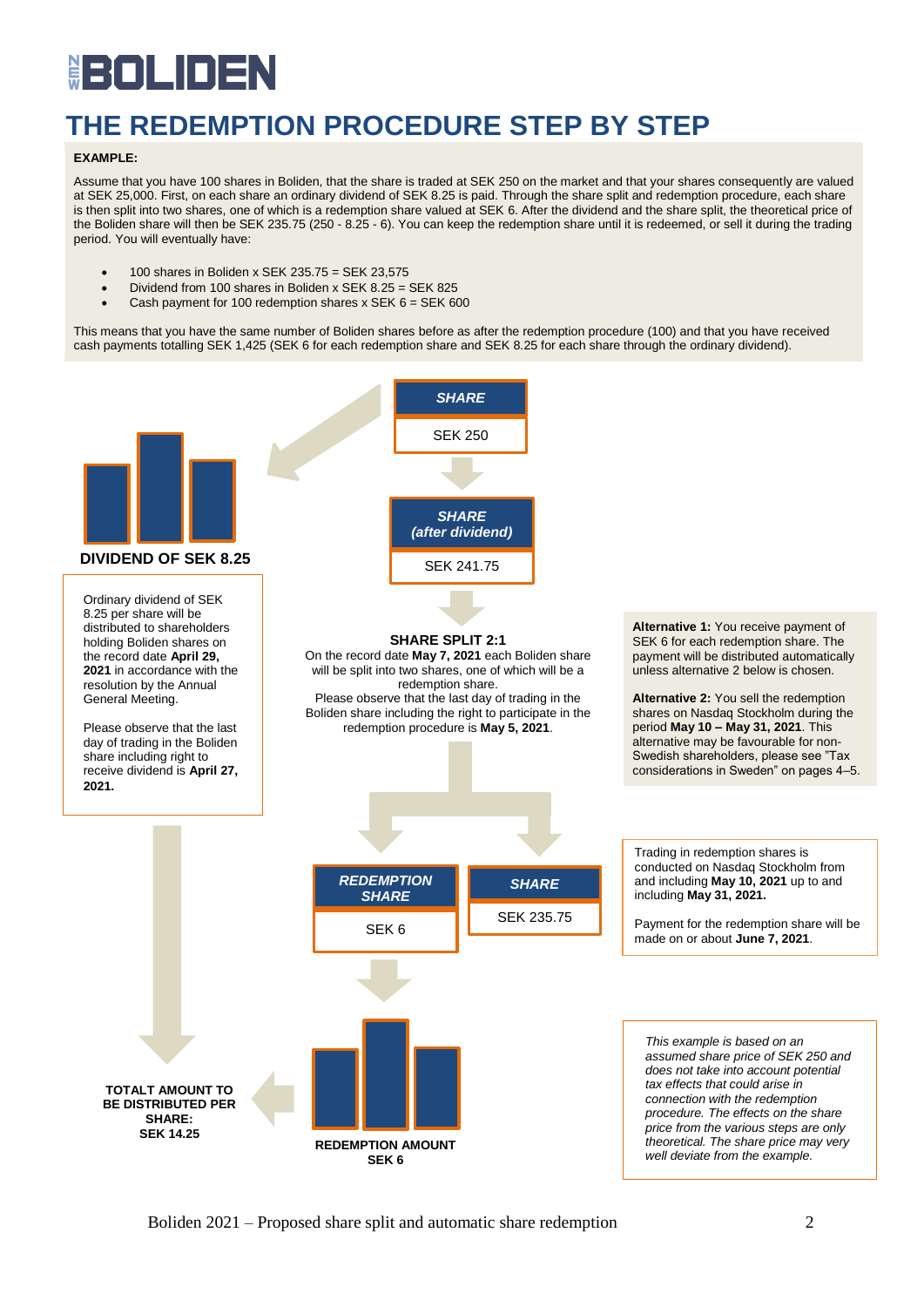# THE REDEMPTION PROCEDURE STEP BY STEP

**EXAMPLE:**

Assume that you have 100 shares in Boliden, that the share is traded at SEK 250 on the market and that your shares consequently are valued at SEK 25,000. First, on each share an ordinary dividend of SEK 8.25 is paid. Through the share split and redemption procedure, each share is then split into two shares, one of which is a redemption share valued at SEK 6. After the dividend and the share split, the theoretical price of the Boliden share will then be SEK 235.75 (250 - 8.25 - 6). You can keep the redemption share until it is redeemed, or sell it during the trading period. You will eventually have:

- 100 shares in Boliden x SEK 235.75 = SEK 23,575
- Dividend from 100 shares in Boliden x SEK 8.25 = SEK 825
- Cash payment for 100 redemption shares x SEK 6 = SEK 600

This means that you have the same number of Boliden shares before as after the redemption procedure (100) and that you have received cash payments totalling SEK 1,425 (SEK 6 for each redemption share and SEK 8.25 for each share through the ordinary dividend).

***SHARE***

SEK 250

***SHARE (after dividend)***

SEK 241.75

**DIVIDEND OF SEK 8.25**

Ordinary dividend of SEK 8.25 per share will be distributed to shareholders holding Boliden shares on the record date **April 29, 2021** in accordance with the resolution by the Annual General Meeting.

Please observe that the last day of trading in the Boliden share including right to receive dividend is **April 27, 2021.**

**SHARE SPLIT 2:1**

On the record date **May 7, 2021** each Boliden share will be split into two shares, one of which will be a redemption share.

Please observe that the last day of trading in the Boliden share including the right to participate in the redemption procedure is **May 5, 2021**.

**Alternative 1:** You receive payment of SEK 6 for each redemption share. The payment will be distributed automatically unless alternative 2 below is chosen.

**Alternative 2:** You sell the redemption shares on Nasdaq Stockholm during the period **May 10 – May 31, 2021**. This alternative may be favourable for non-Swedish shareholders, please see "Tax considerations in Sweden" on pages 4–5.

***REDEMPTION SHARE***

SEK 6

***SHARE***

SEK 235.75

Trading in redemption shares is conducted on Nasdaq Stockholm from and including **May 10, 2021** up to and including **May 31, 2021.**

Payment for the redemption share will be made on or about **June 7, 2021**.

**REDEMPTION AMOUNT SEK 6**

**TOTALT AMOUNT TO BE DISTRIBUTED PER SHARE: SEK 14.25**

*This example is based on an assumed share price of SEK 250 and does not take into account potential tax effects that could arise in connection with the redemption procedure. The effects on the share price from the various steps are only theoretical. The share price may very well deviate from the example.*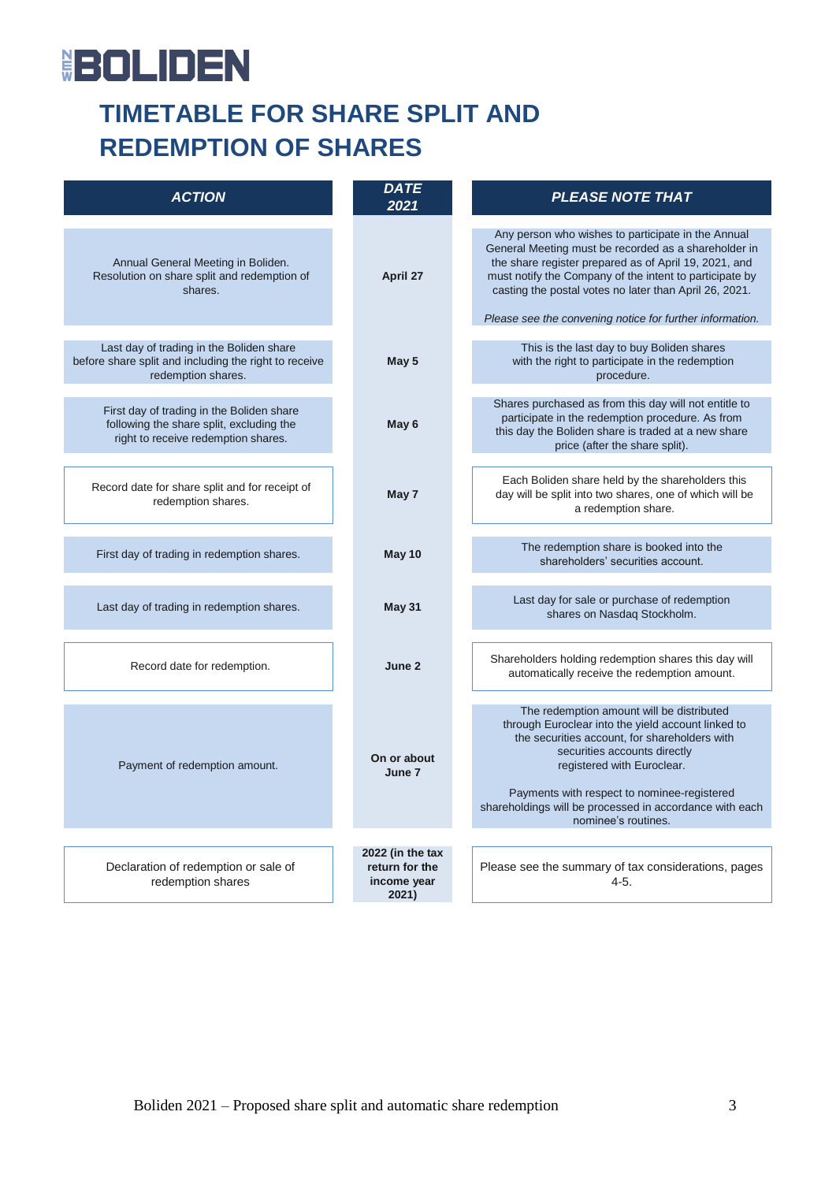# TIMETABLE FOR SHARE SPLIT AND REDEMPTION OF SHARES

| *ACTION* | *DATE 2021* | *PLEASE NOTE THAT* |
|---|---|---|
| Annual General Meeting in Boliden. Resolution on share split and redemption of shares. | **April 27** | Any person who wishes to participate in the Annual General Meeting must be recorded as a shareholder in the share register prepared as of April 19, 2021, and must notify the Company of the intent to participate by casting the postal votes no later than April 26, 2021. *Please see the convening notice for further information.* |
| Last day of trading in the Boliden share before share split and including the right to receive redemption shares. | **May 5** | This is the last day to buy Boliden shares with the right to participate in the redemption procedure. |
| First day of trading in the Boliden share following the share split, excluding the right to receive redemption shares. | **May 6** | Shares purchased as from this day will not entitle to participate in the redemption procedure. As from this day the Boliden share is traded at a new share price (after the share split). |
| Record date for share split and for receipt of redemption shares. | **May 7** | Each Boliden share held by the shareholders this day will be split into two shares, one of which will be a redemption share. |
| First day of trading in redemption shares. | **May 10** | The redemption share is booked into the shareholders' securities account. |
| Last day of trading in redemption shares. | **May 31** | Last day for sale or purchase of redemption shares on Nasdaq Stockholm. |
| Record date for redemption. | **June 2** | Shareholders holding redemption shares this day will automatically receive the redemption amount. |
| Payment of redemption amount. | **On or about June 7** | The redemption amount will be distributed through Euroclear into the yield account linked to the securities account, for shareholders with securities accounts directly registered with Euroclear. Payments with respect to nominee-registered shareholdings will be processed in accordance with each nominee's routines. |
| Declaration of redemption or sale of redemption shares | **2022 (in the tax return for the income year 2021)** | Please see the summary of tax considerations, pages 4-5. |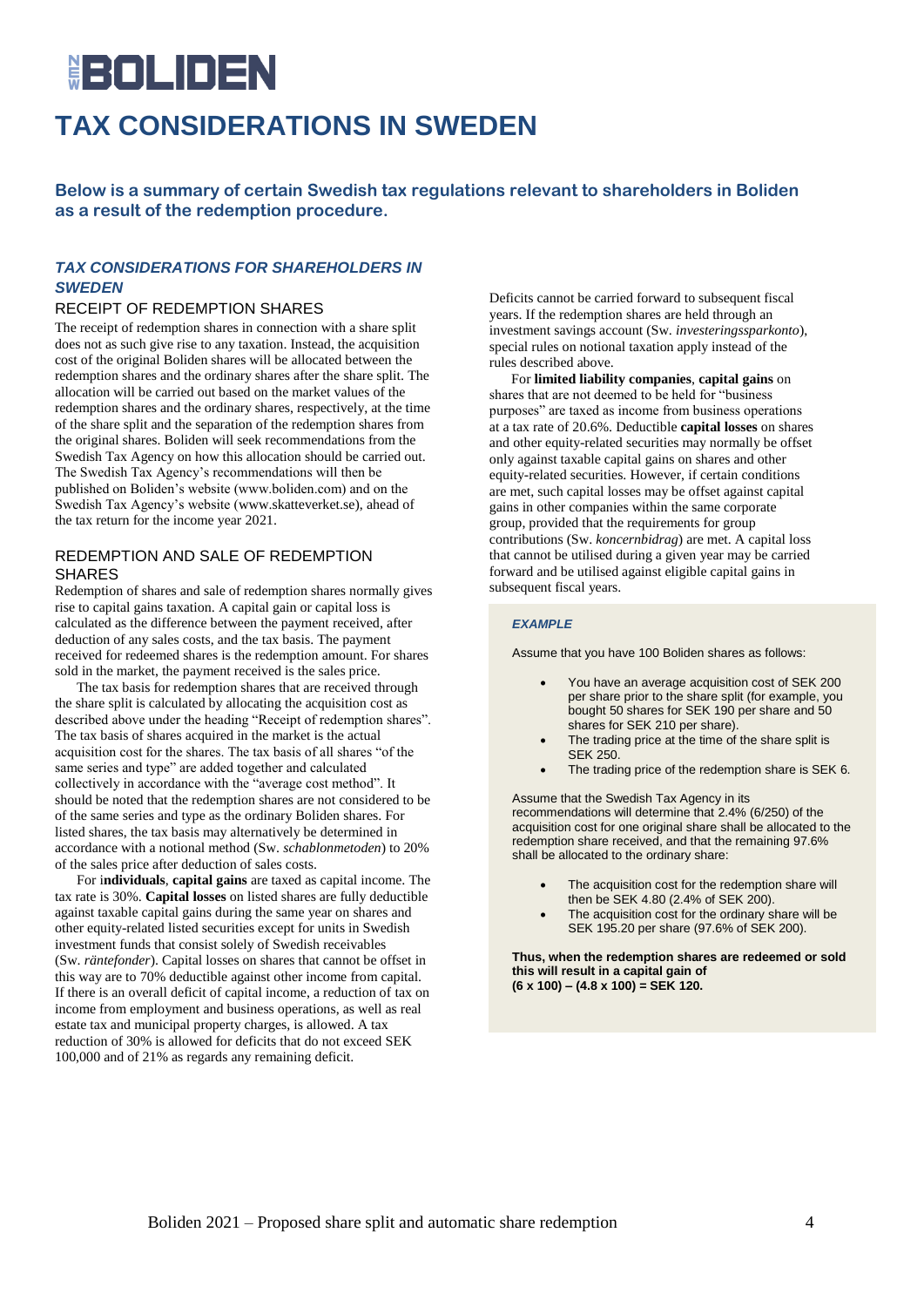# TAX CONSIDERATIONS IN SWEDEN

**Below is a summary of certain Swedish tax regulations relevant to shareholders in Boliden as a result of the redemption procedure.**

## *TAX CONSIDERATIONS FOR SHAREHOLDERS IN SWEDEN*

### RECEIPT OF REDEMPTION SHARES

The receipt of redemption shares in connection with a share split does not as such give rise to any taxation. Instead, the acquisition cost of the original Boliden shares will be allocated between the redemption shares and the ordinary shares after the share split. The allocation will be carried out based on the market values of the redemption shares and the ordinary shares, respectively, at the time of the share split and the separation of the redemption shares from the original shares. Boliden will seek recommendations from the Swedish Tax Agency on how this allocation should be carried out. The Swedish Tax Agency's recommendations will then be published on Boliden's website (www.boliden.com) and on the Swedish Tax Agency's website (www.skatteverket.se), ahead of the tax return for the income year 2021.

### REDEMPTION AND SALE OF REDEMPTION SHARES

Redemption of shares and sale of redemption shares normally gives rise to capital gains taxation. A capital gain or capital loss is calculated as the difference between the payment received, after deduction of any sales costs, and the tax basis. The payment received for redeemed shares is the redemption amount. For shares sold in the market, the payment received is the sales price.

The tax basis for redemption shares that are received through the share split is calculated by allocating the acquisition cost as described above under the heading "Receipt of redemption shares". The tax basis of shares acquired in the market is the actual acquisition cost for the shares. The tax basis of all shares "of the same series and type" are added together and calculated collectively in accordance with the "average cost method". It should be noted that the redemption shares are not considered to be of the same series and type as the ordinary Boliden shares. For listed shares, the tax basis may alternatively be determined in accordance with a notional method (Sw. *schablonmetoden*) to 20% of the sales price after deduction of sales costs.

For i**ndividuals**, **capital gains** are taxed as capital income. The tax rate is 30%. **Capital losses** on listed shares are fully deductible against taxable capital gains during the same year on shares and other equity-related listed securities except for units in Swedish investment funds that consist solely of Swedish receivables (Sw. *räntefonder*). Capital losses on shares that cannot be offset in this way are to 70% deductible against other income from capital. If there is an overall deficit of capital income, a reduction of tax on income from employment and business operations, as well as real estate tax and municipal property charges, is allowed. A tax reduction of 30% is allowed for deficits that do not exceed SEK 100,000 and of 21% as regards any remaining deficit.

Deficits cannot be carried forward to subsequent fiscal years. If the redemption shares are held through an investment savings account (Sw. *investeringssparkonto*), special rules on notional taxation apply instead of the rules described above.

For **limited liability companies**, **capital gains** on shares that are not deemed to be held for "business purposes" are taxed as income from business operations at a tax rate of 20.6%. Deductible **capital losses** on shares and other equity-related securities may normally be offset only against taxable capital gains on shares and other equity-related securities. However, if certain conditions are met, such capital losses may be offset against capital gains in other companies within the same corporate group, provided that the requirements for group contributions (Sw. *koncernbidrag*) are met. A capital loss that cannot be utilised during a given year may be carried forward and be utilised against eligible capital gains in subsequent fiscal years.

#### *EXAMPLE*

Assume that you have 100 Boliden shares as follows:

- You have an average acquisition cost of SEK 200 per share prior to the share split (for example, you bought 50 shares for SEK 190 per share and 50 shares for SEK 210 per share).
- The trading price at the time of the share split is SEK 250.
- The trading price of the redemption share is SEK 6.

Assume that the Swedish Tax Agency in its recommendations will determine that 2.4% (6/250) of the acquisition cost for one original share shall be allocated to the redemption share received, and that the remaining 97.6% shall be allocated to the ordinary share:

- The acquisition cost for the redemption share will then be SEK 4.80 (2.4% of SEK 200).
- The acquisition cost for the ordinary share will be SEK 195.20 per share (97.6% of SEK 200).

**Thus, when the redemption shares are redeemed or sold this will result in a capital gain of (6 x 100) – (4.8 x 100) = SEK 120.**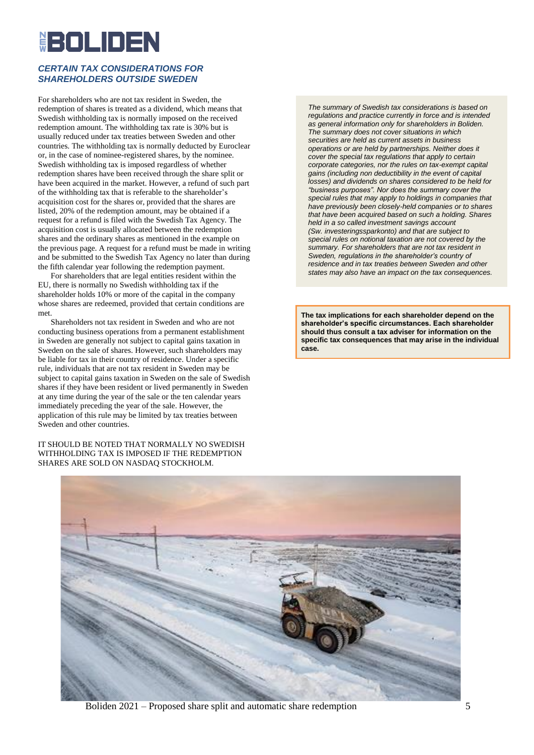## *CERTAIN TAX CONSIDERATIONS FOR SHAREHOLDERS OUTSIDE SWEDEN*

For shareholders who are not tax resident in Sweden, the redemption of shares is treated as a dividend, which means that Swedish withholding tax is normally imposed on the received redemption amount. The withholding tax rate is 30% but is usually reduced under tax treaties between Sweden and other countries. The withholding tax is normally deducted by Euroclear or, in the case of nominee-registered shares, by the nominee. Swedish withholding tax is imposed regardless of whether redemption shares have been received through the share split or have been acquired in the market. However, a refund of such part of the withholding tax that is referable to the shareholder's acquisition cost for the shares or, provided that the shares are listed, 20% of the redemption amount, may be obtained if a request for a refund is filed with the Swedish Tax Agency. The acquisition cost is usually allocated between the redemption shares and the ordinary shares as mentioned in the example on the previous page. A request for a refund must be made in writing and be submitted to the Swedish Tax Agency no later than during the fifth calendar year following the redemption payment.

For shareholders that are legal entities resident within the EU, there is normally no Swedish withholding tax if the shareholder holds 10% or more of the capital in the company whose shares are redeemed, provided that certain conditions are met.

Shareholders not tax resident in Sweden and who are not conducting business operations from a permanent establishment in Sweden are generally not subject to capital gains taxation in Sweden on the sale of shares. However, such shareholders may be liable for tax in their country of residence. Under a specific rule, individuals that are not tax resident in Sweden may be subject to capital gains taxation in Sweden on the sale of Swedish shares if they have been resident or lived permanently in Sweden at any time during the year of the sale or the ten calendar years immediately preceding the year of the sale. However, the application of this rule may be limited by tax treaties between Sweden and other countries.

IT SHOULD BE NOTED THAT NORMALLY NO SWEDISH WITHHOLDING TAX IS IMPOSED IF THE REDEMPTION SHARES ARE SOLD ON NASDAQ STOCKHOLM.

*The summary of Swedish tax considerations is based on regulations and practice currently in force and is intended as general information only for shareholders in Boliden. The summary does not cover situations in which securities are held as current assets in business operations or are held by partnerships. Neither does it cover the special tax regulations that apply to certain corporate categories, nor the rules on tax-exempt capital gains (including non deductibility in the event of capital losses) and dividends on shares considered to be held for "business purposes". Nor does the summary cover the special rules that may apply to holdings in companies that have previously been closely-held companies or to shares that have been acquired based on such a holding. Shares held in a so called investment savings account (Sw. investeringssparkonto) and that are subject to special rules on notional taxation are not covered by the summary. For shareholders that are not tax resident in Sweden, regulations in the shareholder's country of residence and in tax treaties between Sweden and other states may also have an impact on the tax consequences.*

**The tax implications for each shareholder depend on the shareholder's specific circumstances. Each shareholder should thus consult a tax adviser for information on the specific tax consequences that may arise in the individual case.**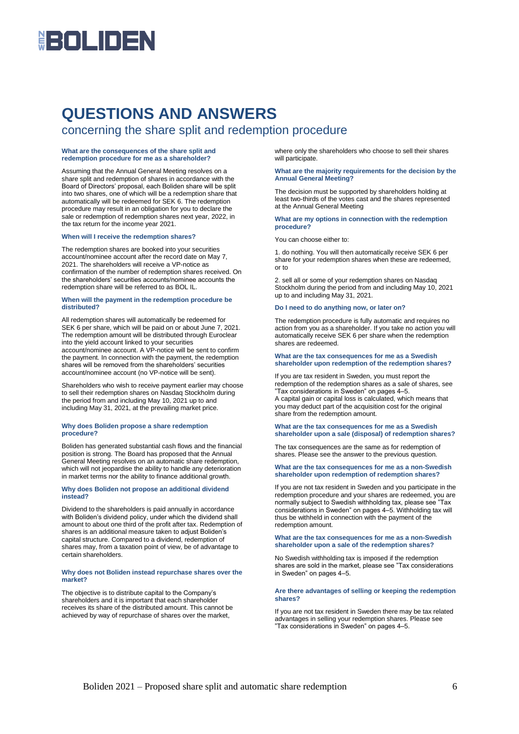# QUESTIONS AND ANSWERS

## concerning the share split and redemption procedure

### What are the consequences of the share split and redemption procedure for me as a shareholder?

Assuming that the Annual General Meeting resolves on a share split and redemption of shares in accordance with the Board of Directors' proposal, each Boliden share will be split into two shares, one of which will be a redemption share that automatically will be redeemed for SEK 6. The redemption procedure may result in an obligation for you to declare the sale or redemption of redemption shares next year, 2022, in the tax return for the income year 2021.

### When will I receive the redemption shares?

The redemption shares are booked into your securities account/nominee account after the record date on May 7, 2021. The shareholders will receive a VP-notice as confirmation of the number of redemption shares received. On the shareholders' securities accounts/nominee accounts the redemption share will be referred to as BOL IL.

### When will the payment in the redemption procedure be distributed?

All redemption shares will automatically be redeemed for SEK 6 per share, which will be paid on or about June 7, 2021. The redemption amount will be distributed through Euroclear into the yield account linked to your securities account/nominee account. A VP-notice will be sent to confirm the payment. In connection with the payment, the redemption shares will be removed from the shareholders' securities account/nominee account (no VP-notice will be sent).

Shareholders who wish to receive payment earlier may choose to sell their redemption shares on Nasdaq Stockholm during the period from and including May 10, 2021 up to and including May 31, 2021, at the prevailing market price.

### Why does Boliden propose a share redemption procedure?

Boliden has generated substantial cash flows and the financial position is strong. The Board has proposed that the Annual General Meeting resolves on an automatic share redemption, which will not jeopardise the ability to handle any deterioration in market terms nor the ability to finance additional growth.

### Why does Boliden not propose an additional dividend instead?

Dividend to the shareholders is paid annually in accordance with Boliden's dividend policy, under which the dividend shall amount to about one third of the profit after tax. Redemption of shares is an additional measure taken to adjust Boliden's capital structure. Compared to a dividend, redemption of shares may, from a taxation point of view, be of advantage to certain shareholders.

### Why does not Boliden instead repurchase shares over the market?

The objective is to distribute capital to the Company's shareholders and it is important that each shareholder receives its share of the distributed amount. This cannot be achieved by way of repurchase of shares over the market, where only the shareholders who choose to sell their shares will participate.

### What are the majority requirements for the decision by the Annual General Meeting?

The decision must be supported by shareholders holding at least two-thirds of the votes cast and the shares represented at the Annual General Meeting

### What are my options in connection with the redemption procedure?

You can choose either to:

1. do nothing. You will then automatically receive SEK 6 per share for your redemption shares when these are redeemed, or to

2. sell all or some of your redemption shares on Nasdaq Stockholm during the period from and including May 10, 2021 up to and including May 31, 2021.

### Do I need to do anything now, or later on?

The redemption procedure is fully automatic and requires no action from you as a shareholder. If you take no action you will automatically receive SEK 6 per share when the redemption shares are redeemed.

### What are the tax consequences for me as a Swedish shareholder upon redemption of the redemption shares?

If you are tax resident in Sweden, you must report the redemption of the redemption shares as a sale of shares, see "Tax considerations in Sweden" on pages 4–5.
A capital gain or capital loss is calculated, which means that you may deduct part of the acquisition cost for the original share from the redemption amount.

### What are the tax consequences for me as a Swedish shareholder upon a sale (disposal) of redemption shares?

The tax consequences are the same as for redemption of shares. Please see the answer to the previous question.

### What are the tax consequences for me as a non-Swedish shareholder upon redemption of redemption shares?

If you are not tax resident in Sweden and you participate in the redemption procedure and your shares are redeemed, you are normally subject to Swedish withholding tax, please see "Tax considerations in Sweden" on pages 4–5. Withholding tax will thus be withheld in connection with the payment of the redemption amount.

### What are the tax consequences for me as a non-Swedish shareholder upon a sale of the redemption shares?

No Swedish withholding tax is imposed if the redemption shares are sold in the market, please see "Tax considerations in Sweden" on pages 4–5.

### Are there advantages of selling or keeping the redemption shares?

If you are not tax resident in Sweden there may be tax related advantages in selling your redemption shares. Please see "Tax considerations in Sweden" on pages 4–5.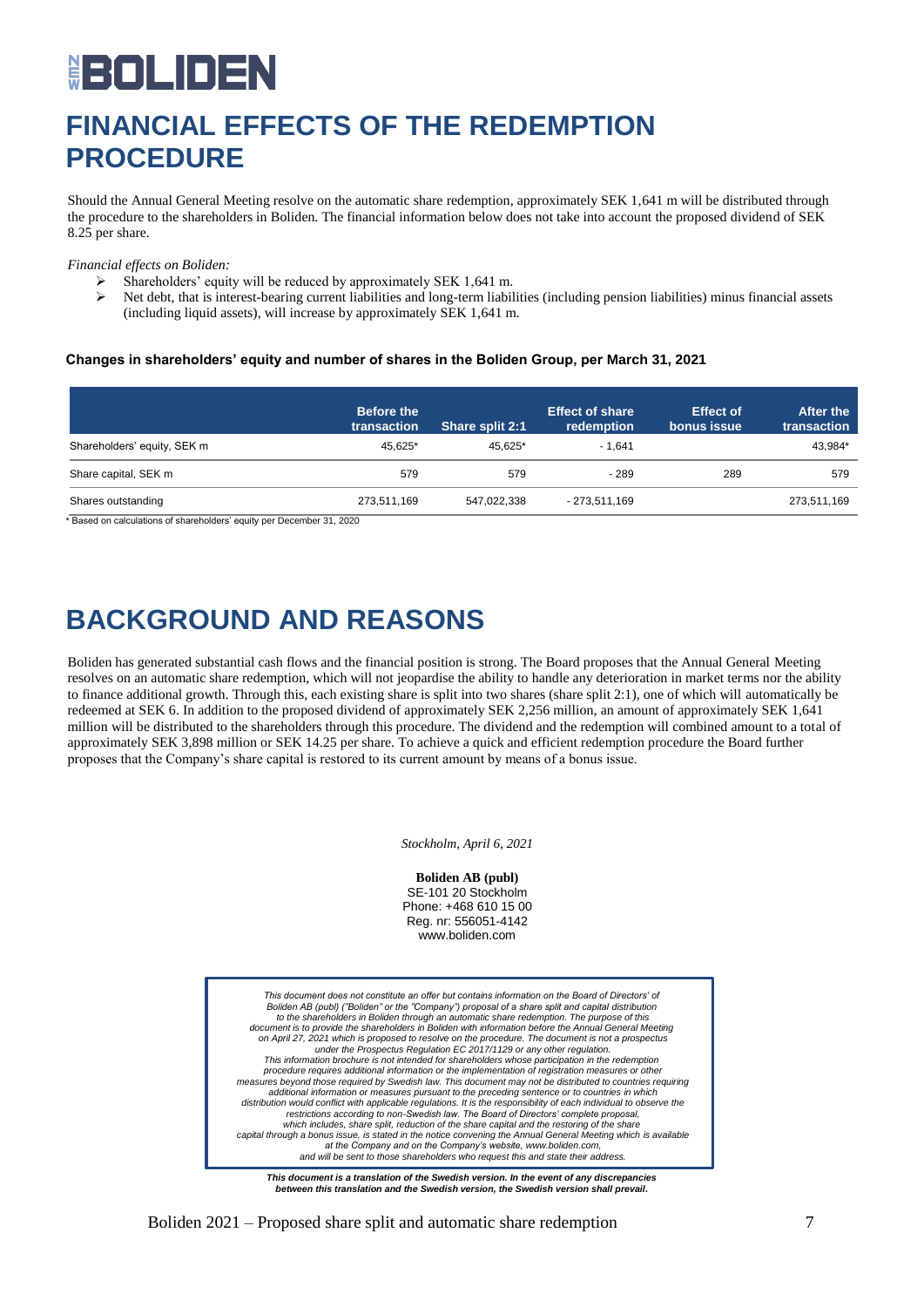# FINANCIAL EFFECTS OF THE REDEMPTION PROCEDURE

Should the Annual General Meeting resolve on the automatic share redemption, approximately SEK 1,641 m will be distributed through the procedure to the shareholders in Boliden. The financial information below does not take into account the proposed dividend of SEK 8.25 per share.

*Financial effects on Boliden:*

- Shareholders' equity will be reduced by approximately SEK 1,641 m.
- Net debt, that is interest-bearing current liabilities and long-term liabilities (including pension liabilities) minus financial assets (including liquid assets), will increase by approximately SEK 1,641 m.

**Changes in shareholders' equity and number of shares in the Boliden Group, per March 31, 2021**

| | Before the transaction | Share split 2:1 | Effect of share redemption | Effect of bonus issue | After the transaction |
|---|---|---|---|---|---|
| Shareholders' equity, SEK m | 45,625* | 45,625* | - 1,641 | | 43,984* |
| Share capital, SEK m | 579 | 579 | - 289 | 289 | 579 |
| Shares outstanding | 273,511,169 | 547,022,338 | - 273,511,169 | | 273,511,169 |

\* Based on calculations of shareholders' equity per December 31, 2020

# BACKGROUND AND REASONS

Boliden has generated substantial cash flows and the financial position is strong. The Board proposes that the Annual General Meeting resolves on an automatic share redemption, which will not jeopardise the ability to handle any deterioration in market terms nor the ability to finance additional growth. Through this, each existing share is split into two shares (share split 2:1), one of which will automatically be redeemed at SEK 6. In addition to the proposed dividend of approximately SEK 2,256 million, an amount of approximately SEK 1,641 million will be distributed to the shareholders through this procedure. The dividend and the redemption will combined amount to a total of approximately SEK 3,898 million or SEK 14.25 per share. To achieve a quick and efficient redemption procedure the Board further proposes that the Company's share capital is restored to its current amount by means of a bonus issue.

*Stockholm, April 6, 2021*

**Boliden AB (publ)**
SE-101 20 Stockholm
Phone: +468 610 15 00
Reg. nr: 556051-4142
www.boliden.com

*This document does not constitute an offer but contains information on the Board of Directors' of Boliden AB (publ) ("Boliden" or the "Company") proposal of a share split and capital distribution to the shareholders in Boliden through an automatic share redemption. The purpose of this document is to provide the shareholders in Boliden with information before the Annual General Meeting on April 27, 2021 which is proposed to resolve on the procedure. The document is not a prospectus under the Prospectus Regulation EC 2017/1129 or any other regulation. This information brochure is not intended for shareholders whose participation in the redemption procedure requires additional information or the implementation of registration measures or other measures beyond those required by Swedish law. This document may not be distributed to countries requiring additional information or measures pursuant to the preceding sentence or to countries in which distribution would conflict with applicable regulations. It is the responsibility of each individual to observe the restrictions according to non-Swedish law. The Board of Directors' complete proposal, which includes, share split, reduction of the share capital and the restoring of the share capital through a bonus issue, is stated in the notice convening the Annual General Meeting which is available at the Company and on the Company's website, www.boliden.com, and will be sent to those shareholders who request this and state their address.*

***This document is a translation of the Swedish version. In the event of any discrepancies between this translation and the Swedish version, the Swedish version shall prevail.***